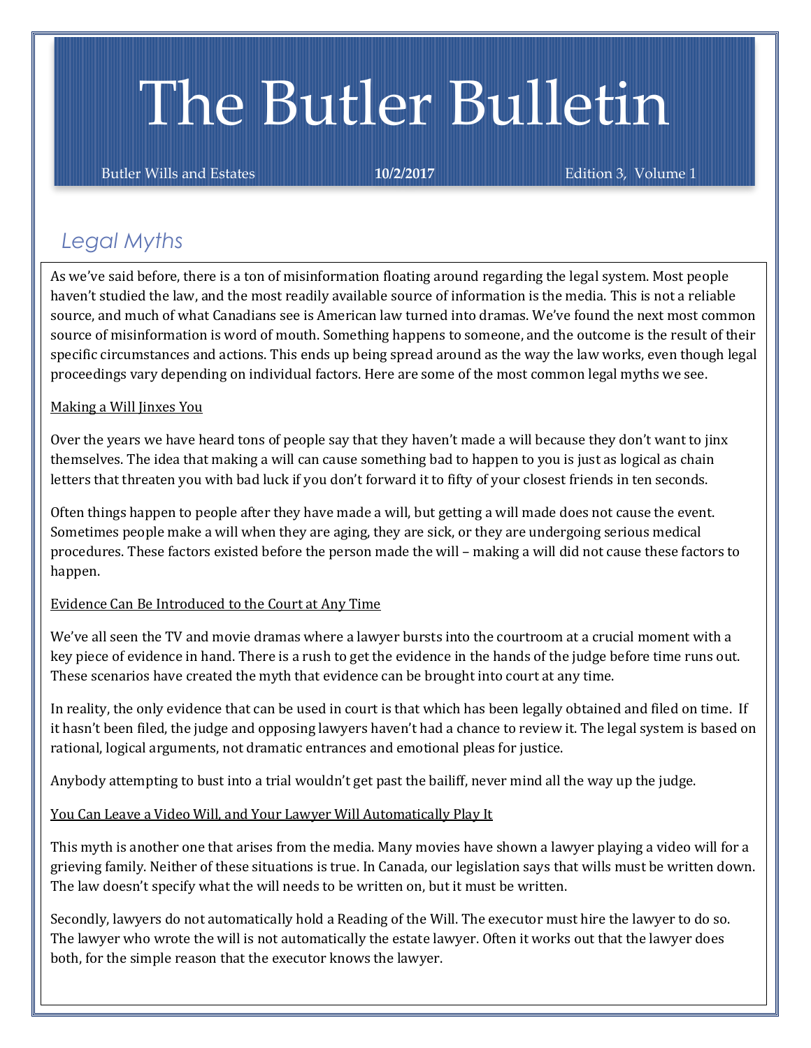# The Butler Bulletin

Butler Wills and Estates **10/2/2017** Edition 3, Volume 1

## *Legal Myths*

As we've said before, there is a ton of misinformation floating around regarding the legal system. Most people haven't studied the law, and the most readily available source of information is the media. This is not a reliable source, and much of what Canadians see is American law turned into dramas. We've found the next most common source of misinformation is word of mouth. Something happens to someone, and the outcome is the result of their specific circumstances and actions. This ends up being spread around as the way the law works, even though legal proceedings vary depending on individual factors. Here are some of the most common legal myths we see.

### Making a Will Jinxes You

Over the years we have heard tons of people say that they haven't made a will because they don't want to jinx themselves. The idea that making a will can cause something bad to happen to you is just as logical as chain letters that threaten you with bad luck if you don't forward it to fifty of your closest friends in ten seconds.

Often things happen to people after they have made a will, but getting a will made does not cause the event. Sometimes people make a will when they are aging, they are sick, or they are undergoing serious medical procedures. These factors existed before the person made the will – making a will did not cause these factors to happen.

### Evidence Can Be Introduced to the Court at Any Time

We've all seen the TV and movie dramas where a lawyer bursts into the courtroom at a crucial moment with a key piece of evidence in hand. There is a rush to get the evidence in the hands of the judge before time runs out. These scenarios have created the myth that evidence can be brought into court at any time.

In reality, the only evidence that can be used in court is that which has been legally obtained and filed on time. If it hasn't been filed, the judge and opposing lawyers haven't had a chance to review it. The legal system is based on rational, logical arguments, not dramatic entrances and emotional pleas for justice.

Anybody attempting to bust into a trial wouldn't get past the bailiff, never mind all the way up the judge.

### You Can Leave a Video Will, and Your Lawyer Will Automatically Play It

This myth is another one that arises from the media. Many movies have shown a lawyer playing a video will for a grieving family. Neither of these situations is true. In Canada, our legislation says that wills must be written down. The law doesn't specify what the will needs to be written on, but it must be written.

Secondly, lawyers do not automatically hold a Reading of the Will. The executor must hire the lawyer to do so. The lawyer who wrote the will is not automatically the estate lawyer. Often it works out that the lawyer does both, for the simple reason that the executor knows the lawyer.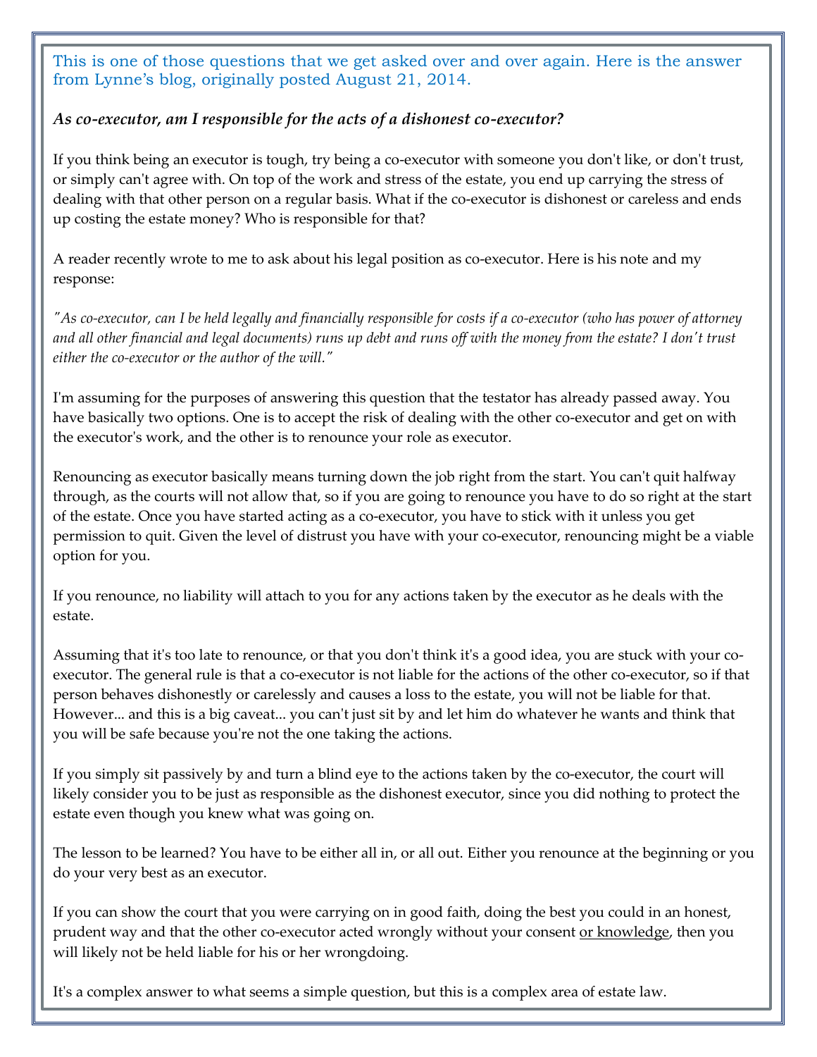This is one of those questions that we get asked over and over again. Here is the answer from Lynne's blog, originally posted August 21, 2014.

***As co-executor, am I responsible for the acts of a dishonest co-executor?***

If you think being an executor is tough, try being a co-executor with someone you don't like, or don't trust, or simply can't agree with. On top of the work and stress of the estate, you end up carrying the stress of dealing with that other person on a regular basis. What if the co-executor is dishonest or careless and ends up costing the estate money? Who is responsible for that?

A reader recently wrote to me to ask about his legal position as co-executor. Here is his note and my response:

*"As co-executor, can I be held legally and financially responsible for costs if a co-executor (who has power of attorney and all other financial and legal documents) runs up debt and runs off with the money from the estate? I don't trust either the co-executor or the author of the will."*

I'm assuming for the purposes of answering this question that the testator has already passed away. You have basically two options. One is to accept the risk of dealing with the other co-executor and get on with the executor's work, and the other is to renounce your role as executor.

Renouncing as executor basically means turning down the job right from the start. You can't quit halfway through, as the courts will not allow that, so if you are going to renounce you have to do so right at the start of the estate. Once you have started acting as a co-executor, you have to stick with it unless you get permission to quit. Given the level of distrust you have with your co-executor, renouncing might be a viable option for you.

If you renounce, no liability will attach to you for any actions taken by the executor as he deals with the estate.

Assuming that it's too late to renounce, or that you don't think it's a good idea, you are stuck with your co-executor. The general rule is that a co-executor is not liable for the actions of the other co-executor, so if that person behaves dishonestly or carelessly and causes a loss to the estate, you will not be liable for that. However... and this is a big caveat... you can't just sit by and let him do whatever he wants and think that you will be safe because you're not the one taking the actions.

If you simply sit passively by and turn a blind eye to the actions taken by the co-executor, the court will likely consider you to be just as responsible as the dishonest executor, since you did nothing to protect the estate even though you knew what was going on.

The lesson to be learned? You have to be either all in, or all out. Either you renounce at the beginning or you do your very best as an executor.

If you can show the court that you were carrying on in good faith, doing the best you could in an honest, prudent way and that the other co-executor acted wrongly without your consent <u>or knowledge</u>, then you will likely not be held liable for his or her wrongdoing.

It's a complex answer to what seems a simple question, but this is a complex area of estate law.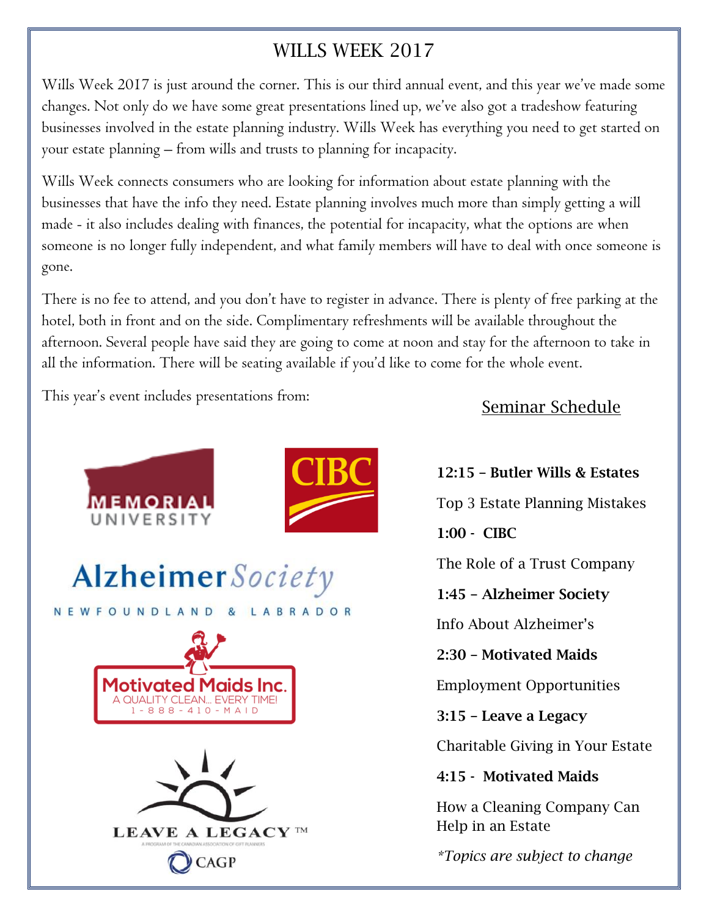# WILLS WEEK 2017

Wills Week 2017 is just around the corner. This is our third annual event, and this year we've made some changes. Not only do we have some great presentations lined up, we've also got a tradeshow featuring businesses involved in the estate planning industry. Wills Week has everything you need to get started on your estate planning – from wills and trusts to planning for incapacity.

Wills Week connects consumers who are looking for information about estate planning with the businesses that have the info they need. Estate planning involves much more than simply getting a will made - it also includes dealing with finances, the potential for incapacity, what the options are when someone is no longer fully independent, and what family members will have to deal with once someone is gone.

There is no fee to attend, and you don't have to register in advance. There is plenty of free parking at the hotel, both in front and on the side. Complimentary refreshments will be available throughout the afternoon. Several people have said they are going to come at noon and stay for the afternoon to take in all the information. There will be seating available if you'd like to come for the whole event.

This year's event includes presentations from:

MEMORIAL UNIVERSITY

CIBC

Alzheimer Society NEWFOUNDLAND & LABRADOR

Motivated Maids Inc. A QUALITY CLEAN... EVERY TIME! 1-888-410-MAID

LEAVE A LEGACY™ A PROGRAM OF THE CANADIAN ASSOCIATION OF GIFT PLANNERS CAGP

## Seminar Schedule

**12:15 – Butler Wills & Estates**

Top 3 Estate Planning Mistakes

**1:00 - CIBC**

The Role of a Trust Company

**1:45 – Alzheimer Society**

Info About Alzheimer's

**2:30 – Motivated Maids**

Employment Opportunities

**3:15 – Leave a Legacy**

Charitable Giving in Your Estate

**4:15 - Motivated Maids**

How a Cleaning Company Can Help in an Estate

*\*Topics are subject to change*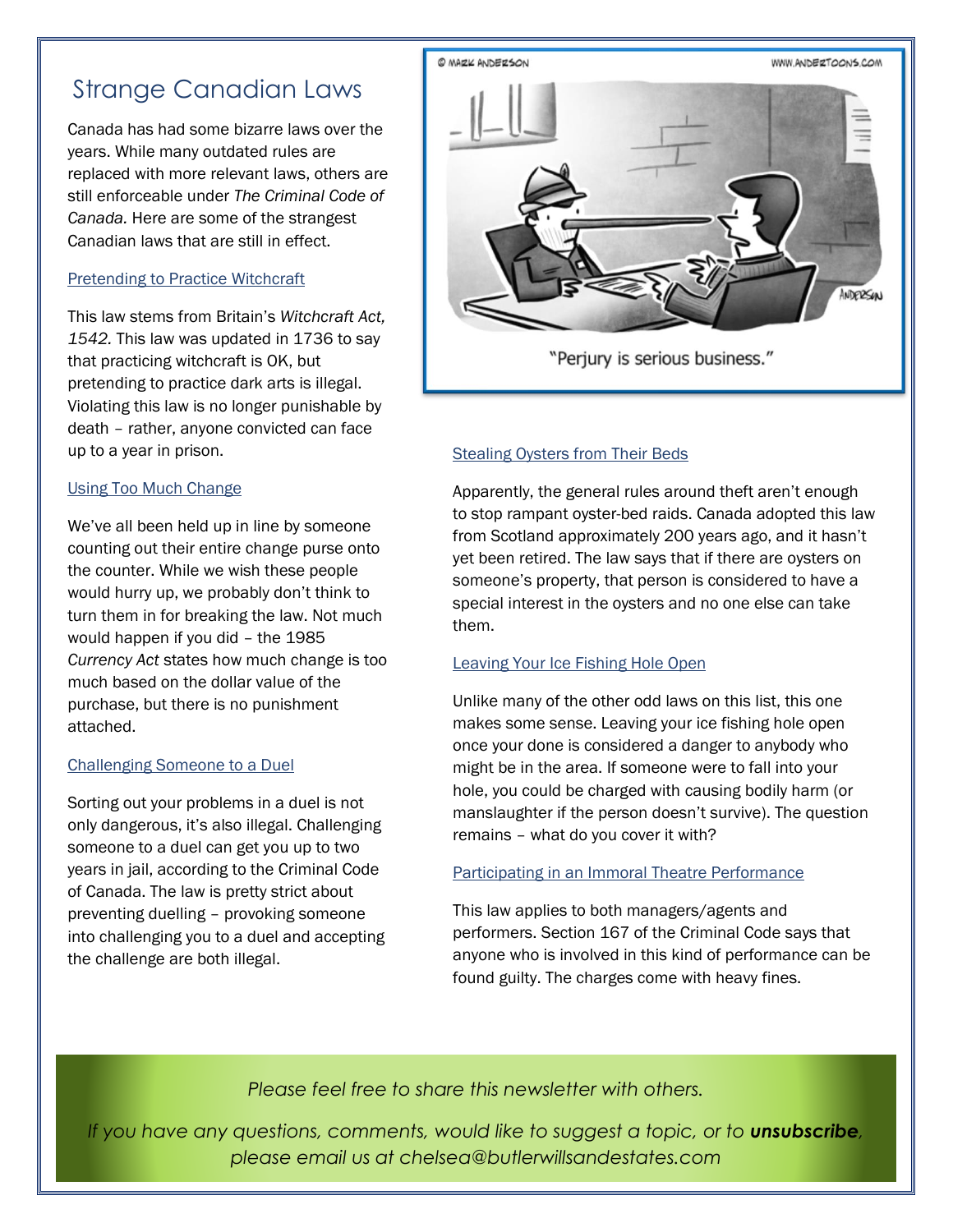# Strange Canadian Laws

Canada has had some bizarre laws over the years. While many outdated rules are replaced with more relevant laws, others are still enforceable under *The Criminal Code of Canada.* Here are some of the strangest Canadian laws that are still in effect.

## Pretending to Practice Witchcraft

This law stems from Britain's *Witchcraft Act, 1542.* This law was updated in 1736 to say that practicing witchcraft is OK, but pretending to practice dark arts is illegal. Violating this law is no longer punishable by death – rather, anyone convicted can face up to a year in prison.

## Using Too Much Change

We've all been held up in line by someone counting out their entire change purse onto the counter. While we wish these people would hurry up, we probably don't think to turn them in for breaking the law. Not much would happen if you did – the 1985 *Currency Act* states how much change is too much based on the dollar value of the purchase, but there is no punishment attached.

## Challenging Someone to a Duel

Sorting out your problems in a duel is not only dangerous, it's also illegal. Challenging someone to a duel can get you up to two years in jail, according to the Criminal Code of Canada. The law is pretty strict about preventing duelling – provoking someone into challenging you to a duel and accepting the challenge are both illegal.

"Perjury is serious business."

## Stealing Oysters from Their Beds

Apparently, the general rules around theft aren't enough to stop rampant oyster-bed raids. Canada adopted this law from Scotland approximately 200 years ago, and it hasn't yet been retired. The law says that if there are oysters on someone's property, that person is considered to have a special interest in the oysters and no one else can take them.

## Leaving Your Ice Fishing Hole Open

Unlike many of the other odd laws on this list, this one makes some sense. Leaving your ice fishing hole open once your done is considered a danger to anybody who might be in the area. If someone were to fall into your hole, you could be charged with causing bodily harm (or manslaughter if the person doesn't survive). The question remains – what do you cover it with?

## Participating in an Immoral Theatre Performance

This law applies to both managers/agents and performers. Section 167 of the Criminal Code says that anyone who is involved in this kind of performance can be found guilty. The charges come with heavy fines.

*Please feel free to share this newsletter with others.*

*If you have any questions, comments, would like to suggest a topic, or to* ***unsubscribe****, please email us at chelsea@butlerwillsandestates.com*